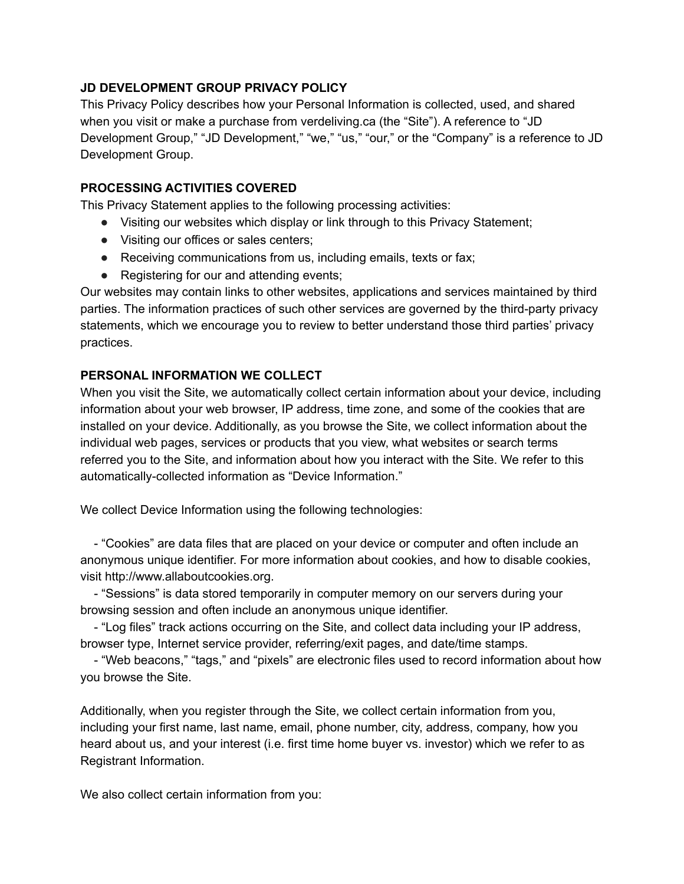**JD DEVELOPMENT GROUP PRIVACY POLICY**

This Privacy Policy describes how your Personal Information is collected, used, and shared when you visit or make a purchase from verdeliving.ca (the "Site"). A reference to "JD Development Group," "JD Development," "we," "us," "our," or the "Company" is a reference to JD Development Group.

**PROCESSING ACTIVITIES COVERED**

This Privacy Statement applies to the following processing activities:

- Visiting our websites which display or link through to this Privacy Statement;
- Visiting our offices or sales centers;
- Receiving communications from us, including emails, texts or fax;
- Registering for our and attending events;

Our websites may contain links to other websites, applications and services maintained by third parties. The information practices of such other services are governed by the third-party privacy statements, which we encourage you to review to better understand those third parties' privacy practices.

**PERSONAL INFORMATION WE COLLECT**

When you visit the Site, we automatically collect certain information about your device, including information about your web browser, IP address, time zone, and some of the cookies that are installed on your device. Additionally, as you browse the Site, we collect information about the individual web pages, services or products that you view, what websites or search terms referred you to the Site, and information about how you interact with the Site. We refer to this automatically-collected information as "Device Information."

We collect Device Information using the following technologies:

- "Cookies" are data files that are placed on your device or computer and often include an anonymous unique identifier. For more information about cookies, and how to disable cookies, visit http://www.allaboutcookies.org.
- "Sessions" is data stored temporarily in computer memory on our servers during your browsing session and often include an anonymous unique identifier.
- "Log files" track actions occurring on the Site, and collect data including your IP address, browser type, Internet service provider, referring/exit pages, and date/time stamps.
- "Web beacons," "tags," and "pixels" are electronic files used to record information about how you browse the Site.

Additionally, when you register through the Site, we collect certain information from you, including your first name, last name, email, phone number, city, address, company, how you heard about us, and your interest (i.e. first time home buyer vs. investor) which we refer to as Registrant Information.

We also collect certain information from you: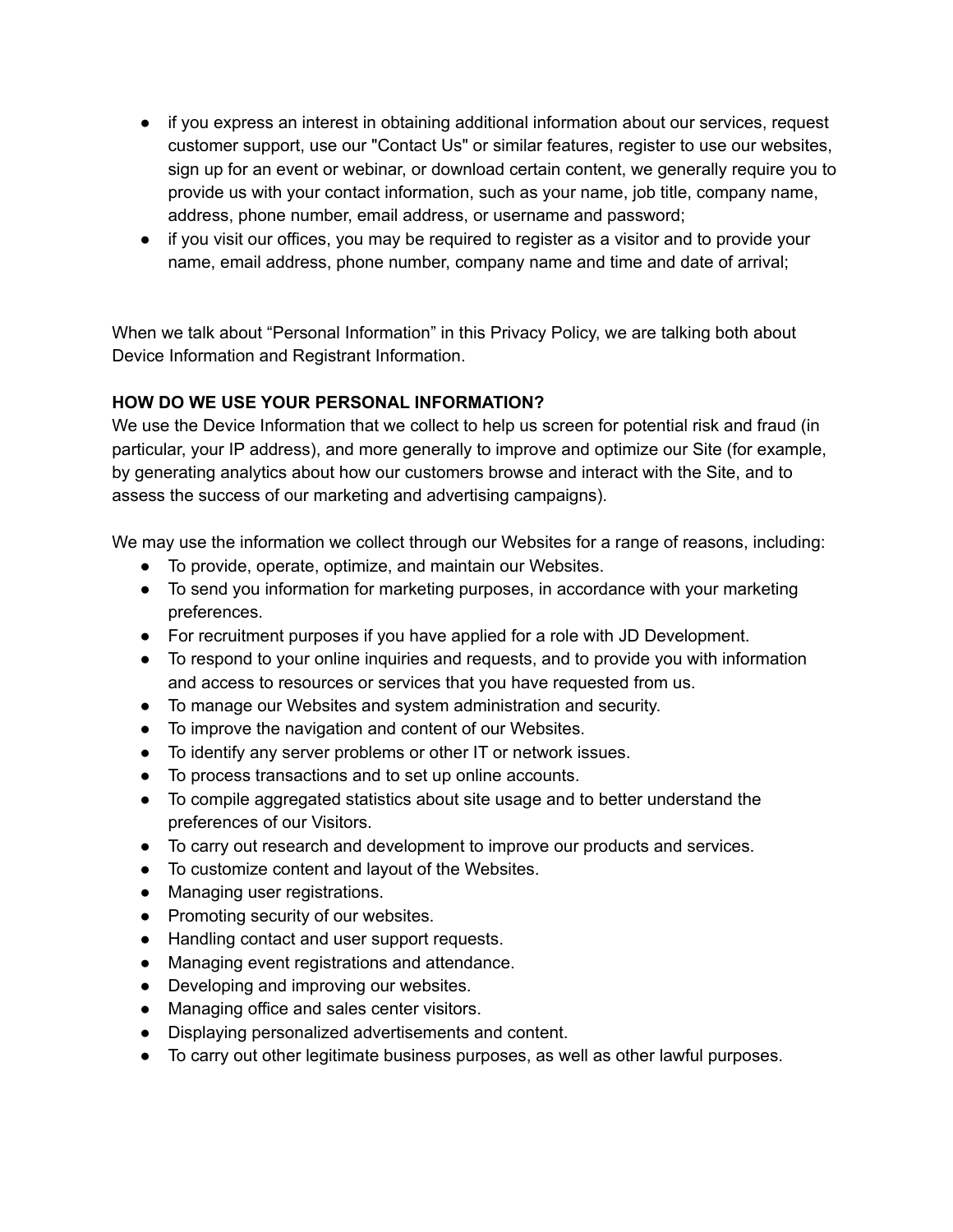- if you express an interest in obtaining additional information about our services, request customer support, use our "Contact Us" or similar features, register to use our websites, sign up for an event or webinar, or download certain content, we generally require you to provide us with your contact information, such as your name, job title, company name, address, phone number, email address, or username and password;
- if you visit our offices, you may be required to register as a visitor and to provide your name, email address, phone number, company name and time and date of arrival;

When we talk about “Personal Information” in this Privacy Policy, we are talking both about Device Information and Registrant Information.

**HOW DO WE USE YOUR PERSONAL INFORMATION?**

We use the Device Information that we collect to help us screen for potential risk and fraud (in particular, your IP address), and more generally to improve and optimize our Site (for example, by generating analytics about how our customers browse and interact with the Site, and to assess the success of our marketing and advertising campaigns).

We may use the information we collect through our Websites for a range of reasons, including:

- To provide, operate, optimize, and maintain our Websites.
- To send you information for marketing purposes, in accordance with your marketing preferences.
- For recruitment purposes if you have applied for a role with JD Development.
- To respond to your online inquiries and requests, and to provide you with information and access to resources or services that you have requested from us.
- To manage our Websites and system administration and security.
- To improve the navigation and content of our Websites.
- To identify any server problems or other IT or network issues.
- To process transactions and to set up online accounts.
- To compile aggregated statistics about site usage and to better understand the preferences of our Visitors.
- To carry out research and development to improve our products and services.
- To customize content and layout of the Websites.
- Managing user registrations.
- Promoting security of our websites.
- Handling contact and user support requests.
- Managing event registrations and attendance.
- Developing and improving our websites.
- Managing office and sales center visitors.
- Displaying personalized advertisements and content.
- To carry out other legitimate business purposes, as well as other lawful purposes.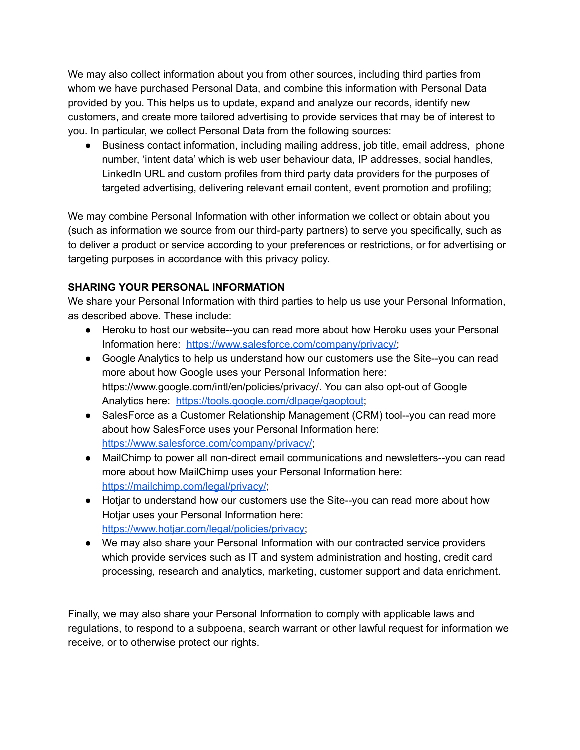We may also collect information about you from other sources, including third parties from whom we have purchased Personal Data, and combine this information with Personal Data provided by you. This helps us to update, expand and analyze our records, identify new customers, and create more tailored advertising to provide services that may be of interest to you. In particular, we collect Personal Data from the following sources:

- Business contact information, including mailing address, job title, email address, phone number, 'intent data' which is web user behaviour data, IP addresses, social handles, LinkedIn URL and custom profiles from third party data providers for the purposes of targeted advertising, delivering relevant email content, event promotion and profiling;

We may combine Personal Information with other information we collect or obtain about you (such as information we source from our third-party partners) to serve you specifically, such as to deliver a product or service according to your preferences or restrictions, or for advertising or targeting purposes in accordance with this privacy policy.

**SHARING YOUR PERSONAL INFORMATION**

We share your Personal Information with third parties to help us use your Personal Information, as described above. These include:

- Heroku to host our website--you can read more about how Heroku uses your Personal Information here: https://www.salesforce.com/company/privacy/;
- Google Analytics to help us understand how our customers use the Site--you can read more about how Google uses your Personal Information here: https://www.google.com/intl/en/policies/privacy/. You can also opt-out of Google Analytics here: https://tools.google.com/dlpage/gaoptout;
- SalesForce as a Customer Relationship Management (CRM) tool--you can read more about how SalesForce uses your Personal Information here: https://www.salesforce.com/company/privacy/;
- MailChimp to power all non-direct email communications and newsletters--you can read more about how MailChimp uses your Personal Information here: https://mailchimp.com/legal/privacy/;
- Hotjar to understand how our customers use the Site--you can read more about how Hotjar uses your Personal Information here: https://www.hotjar.com/legal/policies/privacy;
- We may also share your Personal Information with our contracted service providers which provide services such as IT and system administration and hosting, credit card processing, research and analytics, marketing, customer support and data enrichment.

Finally, we may also share your Personal Information to comply with applicable laws and regulations, to respond to a subpoena, search warrant or other lawful request for information we receive, or to otherwise protect our rights.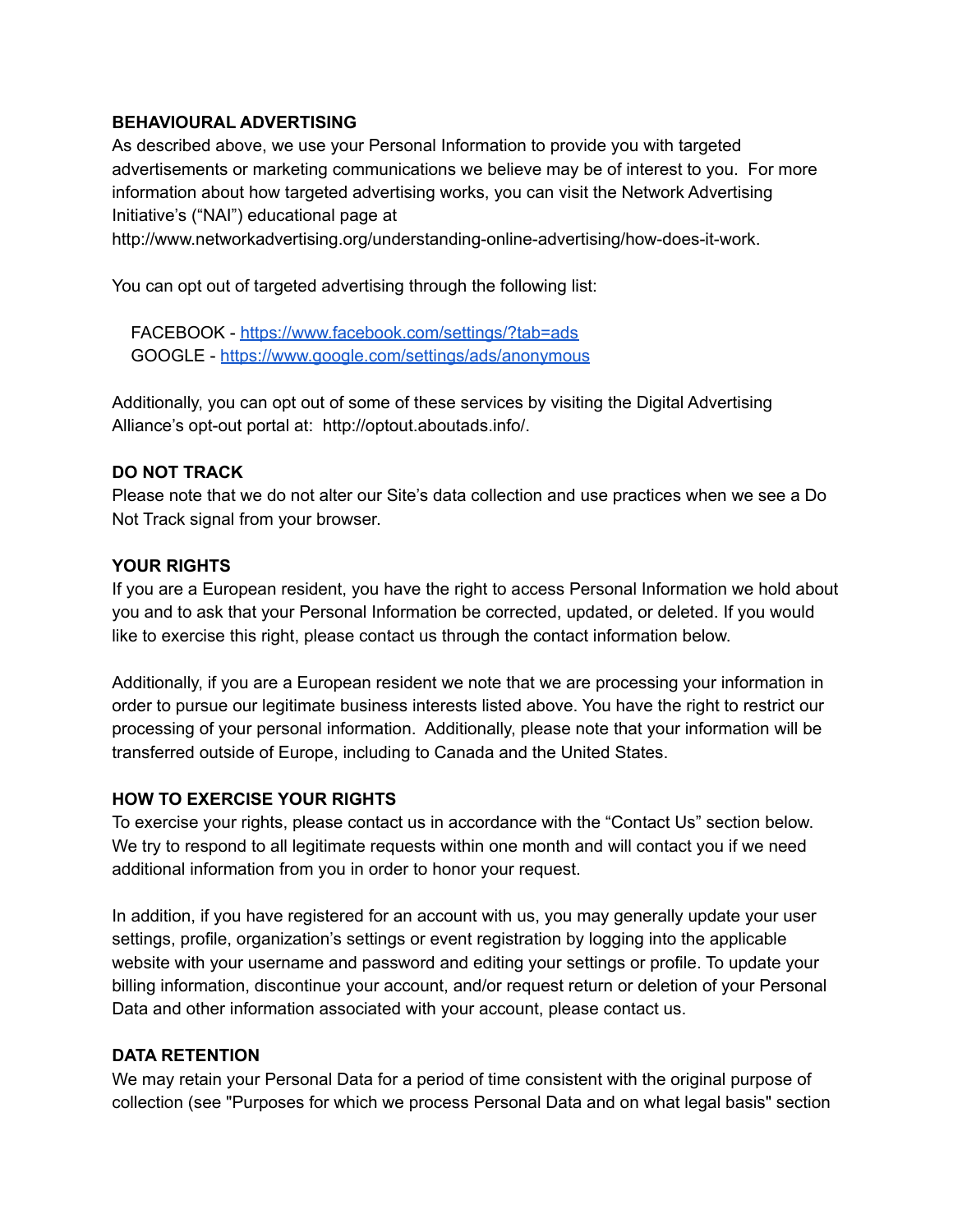## BEHAVIOURAL ADVERTISING

As described above, we use your Personal Information to provide you with targeted advertisements or marketing communications we believe may be of interest to you. For more information about how targeted advertising works, you can visit the Network Advertising Initiative's ("NAI") educational page at http://www.networkadvertising.org/understanding-online-advertising/how-does-it-work.

You can opt out of targeted advertising through the following list:

FACEBOOK - https://www.facebook.com/settings/?tab=ads
GOOGLE - https://www.google.com/settings/ads/anonymous

Additionally, you can opt out of some of these services by visiting the Digital Advertising Alliance's opt-out portal at: http://optout.aboutads.info/.

## DO NOT TRACK

Please note that we do not alter our Site's data collection and use practices when we see a Do Not Track signal from your browser.

## YOUR RIGHTS

If you are a European resident, you have the right to access Personal Information we hold about you and to ask that your Personal Information be corrected, updated, or deleted. If you would like to exercise this right, please contact us through the contact information below.

Additionally, if you are a European resident we note that we are processing your information in order to pursue our legitimate business interests listed above. You have the right to restrict our processing of your personal information. Additionally, please note that your information will be transferred outside of Europe, including to Canada and the United States.

## HOW TO EXERCISE YOUR RIGHTS

To exercise your rights, please contact us in accordance with the "Contact Us" section below. We try to respond to all legitimate requests within one month and will contact you if we need additional information from you in order to honor your request.

In addition, if you have registered for an account with us, you may generally update your user settings, profile, organization's settings or event registration by logging into the applicable website with your username and password and editing your settings or profile. To update your billing information, discontinue your account, and/or request return or deletion of your Personal Data and other information associated with your account, please contact us.

## DATA RETENTION

We may retain your Personal Data for a period of time consistent with the original purpose of collection (see "Purposes for which we process Personal Data and on what legal basis" section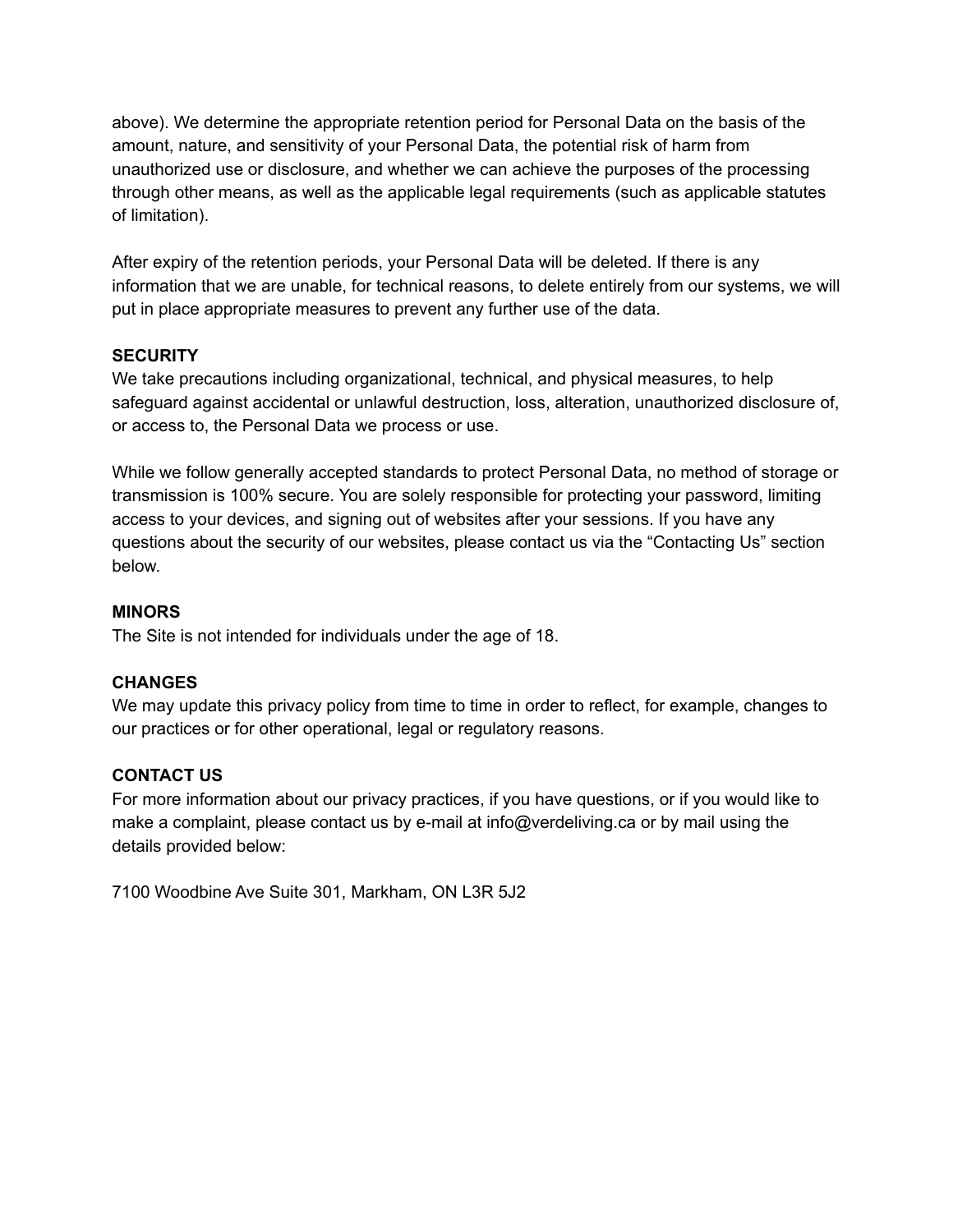above). We determine the appropriate retention period for Personal Data on the basis of the amount, nature, and sensitivity of your Personal Data, the potential risk of harm from unauthorized use or disclosure, and whether we can achieve the purposes of the processing through other means, as well as the applicable legal requirements (such as applicable statutes of limitation).

After expiry of the retention periods, your Personal Data will be deleted. If there is any information that we are unable, for technical reasons, to delete entirely from our systems, we will put in place appropriate measures to prevent any further use of the data.

**SECURITY**

We take precautions including organizational, technical, and physical measures, to help safeguard against accidental or unlawful destruction, loss, alteration, unauthorized disclosure of, or access to, the Personal Data we process or use.

While we follow generally accepted standards to protect Personal Data, no method of storage or transmission is 100% secure. You are solely responsible for protecting your password, limiting access to your devices, and signing out of websites after your sessions. If you have any questions about the security of our websites, please contact us via the "Contacting Us" section below.

**MINORS**

The Site is not intended for individuals under the age of 18.

**CHANGES**

We may update this privacy policy from time to time in order to reflect, for example, changes to our practices or for other operational, legal or regulatory reasons.

**CONTACT US**

For more information about our privacy practices, if you have questions, or if you would like to make a complaint, please contact us by e-mail at info@verdeliving.ca or by mail using the details provided below:

7100 Woodbine Ave Suite 301, Markham, ON L3R 5J2